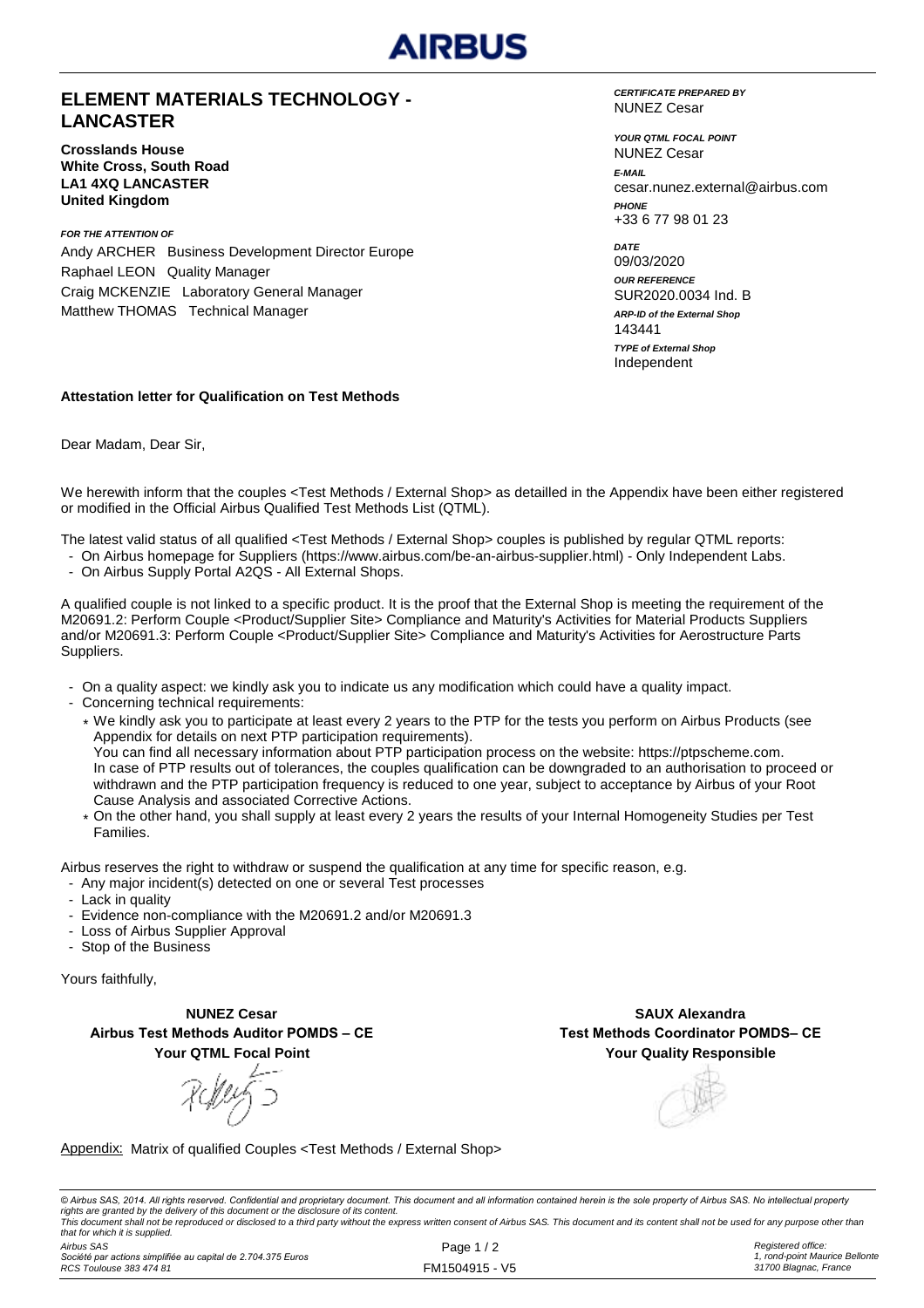AIRBUS

# ELEMENT MATERIALS TECHNOLOGY - LANCASTER

**Crosslands House**
**White Cross, South Road**
**LA1 4XQ LANCASTER**
**United Kingdom**

***FOR THE ATTENTION OF***
Andy ARCHER Business Development Director Europe
Raphael LEON Quality Manager
Craig MCKENZIE Laboratory General Manager
Matthew THOMAS Technical Manager

***CERTIFICATE PREPARED BY***
NUNEZ Cesar

***YOUR QTML FOCAL POINT***
NUNEZ Cesar

***E-MAIL***
cesar.nunez.external@airbus.com

***PHONE***
+33 6 77 98 01 23

***DATE***
09/03/2020

***OUR REFERENCE***
SUR2020.0034 Ind. B

***ARP-ID of the External Shop***
143441

***TYPE of External Shop***
Independent

**Attestation letter for Qualification on Test Methods**

Dear Madam, Dear Sir,

We herewith inform that the couples <Test Methods / External Shop> as detailled in the Appendix have been either registered or modified in the Official Airbus Qualified Test Methods List (QTML).

The latest valid status of all qualified <Test Methods / External Shop> couples is published by regular QTML reports:

- On Airbus homepage for Suppliers (https://www.airbus.com/be-an-airbus-supplier.html) - Only Independent Labs.
- On Airbus Supply Portal A2QS - All External Shops.

A qualified couple is not linked to a specific product. It is the proof that the External Shop is meeting the requirement of the M20691.2: Perform Couple <Product/Supplier Site> Compliance and Maturity's Activities for Material Products Suppliers and/or M20691.3: Perform Couple <Product/Supplier Site> Compliance and Maturity's Activities for Aerostructure Parts Suppliers.

- On a quality aspect: we kindly ask you to indicate us any modification which could have a quality impact.
- Concerning technical requirements:
  - We kindly ask you to participate at least every 2 years to the PTP for the tests you perform on Airbus Products (see Appendix for details on next PTP participation requirements).
    You can find all necessary information about PTP participation process on the website: https://ptpscheme.com.
    In case of PTP results out of tolerances, the couples qualification can be downgraded to an authorisation to proceed or withdrawn and the PTP participation frequency is reduced to one year, subject to acceptance by Airbus of your Root Cause Analysis and associated Corrective Actions.
  - On the other hand, you shall supply at least every 2 years the results of your Internal Homogeneity Studies per Test Families.

Airbus reserves the right to withdraw or suspend the qualification at any time for specific reason, e.g.

- Any major incident(s) detected on one or several Test processes
- Lack in quality
- Evidence non-compliance with the M20691.2 and/or M20691.3
- Loss of Airbus Supplier Approval
- Stop of the Business

Yours faithfully,

**NUNEZ Cesar**
**Airbus Test Methods Auditor POMDS – CE**
**Your QTML Focal Point**

**SAUX Alexandra**
**Test Methods Coordinator POMDS– CE**
**Your Quality Responsible**

Appendix: Matrix of qualified Couples <Test Methods / External Shop>

*© Airbus SAS, 2014. All rights reserved. Confidential and proprietary document. This document and all information contained herein is the sole property of Airbus SAS. No intellectual property rights are granted by the delivery of this document or the disclosure of its content.*
*This document shall not be reproduced or disclosed to a third party without the express written consent of Airbus SAS. This document and its content shall not be used for any purpose other than that for which it is supplied.*

*Airbus SAS*
*Société par actions simplifiée au capital de 2.704.375 Euros*
*RCS Toulouse 383 474 81*

FM1504915 - V5

*Registered office:*
*1, rond-point Maurice Bellonte*
*31700 Blagnac, France*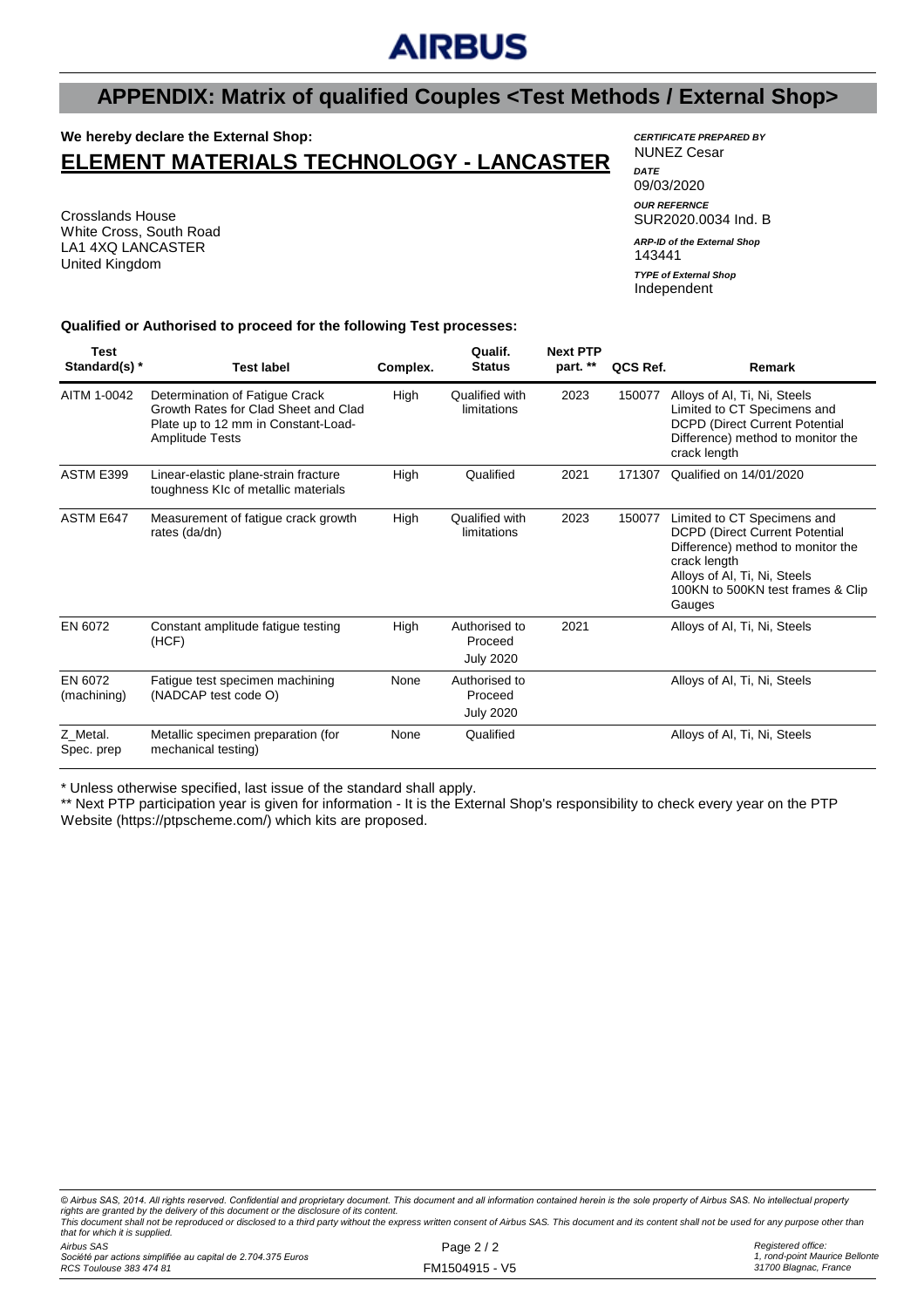AIRBUS

# APPENDIX: Matrix of qualified Couples <Test Methods / External Shop>

**We hereby declare the External Shop:**

## ELEMENT MATERIALS TECHNOLOGY - LANCASTER

Crosslands House
White Cross, South Road
LA1 4XQ LANCASTER
United Kingdom

***CERTIFICATE PREPARED BY***
NUNEZ Cesar

***DATE***
09/03/2020

***OUR REFERNCE***
SUR2020.0034 Ind. B

***ARP-ID of the External Shop***
143441

***TYPE of External Shop***
Independent

**Qualified or Authorised to proceed for the following Test processes:**

| Test Standard(s) * | Test label | Complex. | Qualif. Status | Next PTP part. ** | QCS Ref. | Remark |
|---|---|---|---|---|---|---|
| AITM 1-0042 | Determination of Fatigue Crack Growth Rates for Clad Sheet and Clad Plate up to 12 mm in Constant-Load-Amplitude Tests | High | Qualified with limitations | 2023 | 150077 | Alloys of Al, Ti, Ni, Steels Limited to CT Specimens and DCPD (Direct Current Potential Difference) method to monitor the crack length |
| ASTM E399 | Linear-elastic plane-strain fracture toughness KIc of metallic materials | High | Qualified | 2021 | 171307 | Qualified on 14/01/2020 |
| ASTM E647 | Measurement of fatigue crack growth rates (da/dn) | High | Qualified with limitations | 2023 | 150077 | Limited to CT Specimens and DCPD (Direct Current Potential Difference) method to monitor the crack length Alloys of Al, Ti, Ni, Steels 100KN to 500KN test frames & Clip Gauges |
| EN 6072 | Constant amplitude fatigue testing (HCF) | High | Authorised to Proceed July 2020 | 2021 | | Alloys of Al, Ti, Ni, Steels |
| EN 6072 (machining) | Fatigue test specimen machining (NADCAP test code O) | None | Authorised to Proceed July 2020 | | | Alloys of Al, Ti, Ni, Steels |
| Z_Metal. Spec. prep | Metallic specimen preparation (for mechanical testing) | None | Qualified | | | Alloys of Al, Ti, Ni, Steels |

\* Unless otherwise specified, last issue of the standard shall apply.

\*\* Next PTP participation year is given for information - It is the External Shop's responsibility to check every year on the PTP Website (https://ptpscheme.com/) which kits are proposed.

*© Airbus SAS, 2014. All rights reserved. Confidential and proprietary document. This document and all information contained herein is the sole property of Airbus SAS. No intellectual property rights are granted by the delivery of this document or the disclosure of its content.*
*This document shall not be reproduced or disclosed to a third party without the express written consent of Airbus SAS. This document and its content shall not be used for any purpose other than that for which it is supplied.*

*Airbus SAS*
*Société par actions simplifiée au capital de 2.704.375 Euros*
*RCS Toulouse 383 474 81*

FM1504915 - V5

*Registered office:*
*1, rond-point Maurice Bellonte*
*31700 Blagnac, France*